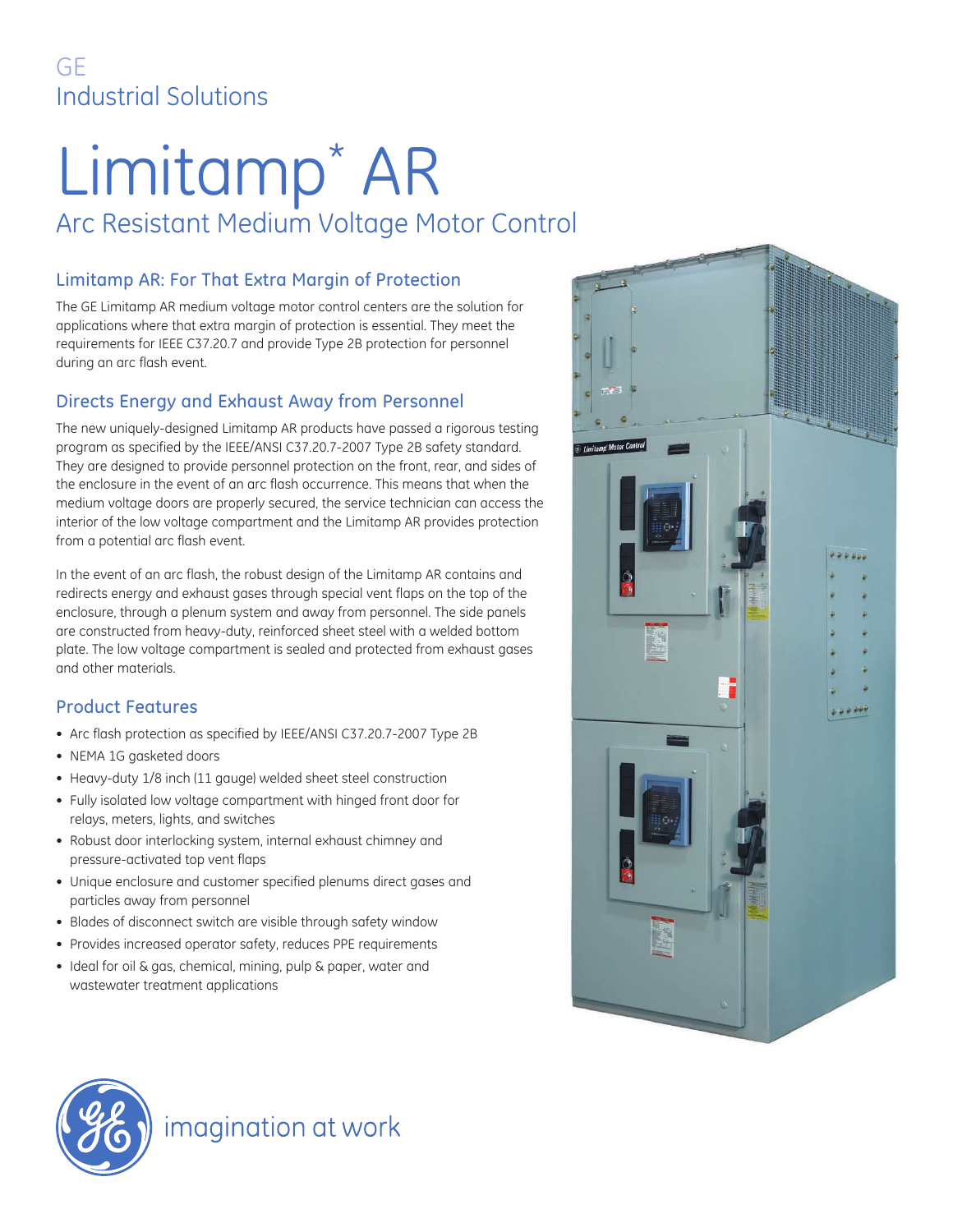GE
Industrial Solutions

# Limitamp* AR

## Arc Resistant Medium Voltage Motor Control

### Limitamp AR: For That Extra Margin of Protection

The GE Limitamp AR medium voltage motor control centers are the solution for applications where that extra margin of protection is essential. They meet the requirements for IEEE C37.20.7 and provide Type 2B protection for personnel during an arc flash event.

### Directs Energy and Exhaust Away from Personnel

The new uniquely-designed Limitamp AR products have passed a rigorous testing program as specified by the IEEE/ANSI C37.20.7-2007 Type 2B safety standard. They are designed to provide personnel protection on the front, rear, and sides of the enclosure in the event of an arc flash occurrence. This means that when the medium voltage doors are properly secured, the service technician can access the interior of the low voltage compartment and the Limitamp AR provides protection from a potential arc flash event.

In the event of an arc flash, the robust design of the Limitamp AR contains and redirects energy and exhaust gases through special vent flaps on the top of the enclosure, through a plenum system and away from personnel. The side panels are constructed from heavy-duty, reinforced sheet steel with a welded bottom plate. The low voltage compartment is sealed and protected from exhaust gases and other materials.

### Product Features

- Arc flash protection as specified by IEEE/ANSI C37.20.7-2007 Type 2B
- NEMA 1G gasketed doors
- Heavy-duty 1/8 inch (11 gauge) welded sheet steel construction
- Fully isolated low voltage compartment with hinged front door for relays, meters, lights, and switches
- Robust door interlocking system, internal exhaust chimney and pressure-activated top vent flaps
- Unique enclosure and customer specified plenums direct gases and particles away from personnel
- Blades of disconnect switch are visible through safety window
- Provides increased operator safety, reduces PPE requirements
- Ideal for oil & gas, chemical, mining, pulp & paper, water and wastewater treatment applications

imagination at work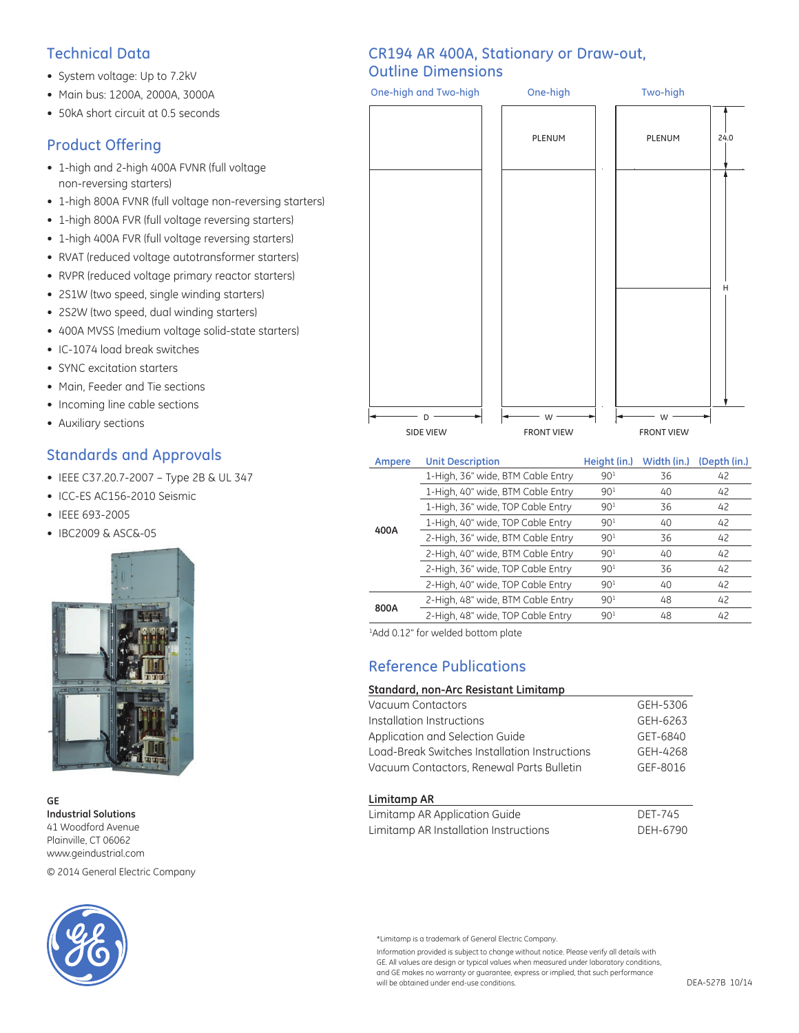## Technical Data

- System voltage: Up to 7.2kV
- Main bus: 1200A, 2000A, 3000A
- 50kA short circuit at 0.5 seconds

## Product Offering

- 1-high and 2-high 400A FVNR (full voltage non-reversing starters)
- 1-high 800A FVNR (full voltage non-reversing starters)
- 1-high 800A FVR (full voltage reversing starters)
- 1-high 400A FVR (full voltage reversing starters)
- RVAT (reduced voltage autotransformer starters)
- RVPR (reduced voltage primary reactor starters)
- 2S1W (two speed, single winding starters)
- 2S2W (two speed, dual winding starters)
- 400A MVSS (medium voltage solid-state starters)
- IC-1074 load break switches
- SYNC excitation starters
- Main, Feeder and Tie sections
- Incoming line cable sections
- Auxiliary sections

## Standards and Approvals

- IEEE C37.20.7-2007 – Type 2B & UL 347
- ICC-ES AC156-2010 Seismic
- IEEE 693-2005
- IBC2009 & ASC&-05

**GE**
**Industrial Solutions**
41 Woodford Avenue
Plainville, CT 06062
www.geindustrial.com

© 2014 General Electric Company

## CR194 AR 400A, Stationary or Draw-out, Outline Dimensions

One-high and Two-high
One-high
Two-high
PLENUM
PLENUM
24.0
H
D
W
W
SIDE VIEW
FRONT VIEW
FRONT VIEW

| Ampere | Unit Description | Height (in.) | Width (in.) | (Depth (in.) |
|---|---|---|---|---|
| 400A | 1-High, 36" wide, BTM Cable Entry | 90[1] | 36 | 42 |
| | 1-High, 40" wide, BTM Cable Entry | 90[1] | 40 | 42 |
| | 1-High, 36" wide, TOP Cable Entry | 90[1] | 36 | 42 |
| | 1-High, 40" wide, TOP Cable Entry | 90[1] | 40 | 42 |
| | 2-High, 36" wide, BTM Cable Entry | 90[1] | 36 | 42 |
| | 2-High, 40" wide, BTM Cable Entry | 90[1] | 40 | 42 |
| | 2-High, 36" wide, TOP Cable Entry | 90[1] | 36 | 42 |
| | 2-High, 40" wide, TOP Cable Entry | 90[1] | 40 | 42 |
| 800A | 2-High, 48" wide, BTM Cable Entry | 90[1] | 48 | 42 |
| | 2-High, 48" wide, TOP Cable Entry | 90[1] | 48 | 42 |

[1]Add 0.12" for welded bottom plate

## Reference Publications

| Standard, non-Arc Resistant Limitamp | |
|---|---|
| Vacuum Contactors | GEH-5306 |
| Installation Instructions | GEH-6263 |
| Application and Selection Guide | GET-6840 |
| Load-Break Switches Installation Instructions | GEH-4268 |
| Vacuum Contactors, Renewal Parts Bulletin | GEF-8016 |

| Limitamp AR | |
|---|---|
| Limitamp AR Application Guide | DET-745 |
| Limitamp AR Installation Instructions | DEH-6790 |

*Limitamp is a trademark of General Electric Company.

Information provided is subject to change without notice. Please verify all details with GE. All values are design or typical values when measured under laboratory conditions, and GE makes no warranty or guarantee, express or implied, that such performance will be obtained under end-use conditions.

DEA-527B 10/14